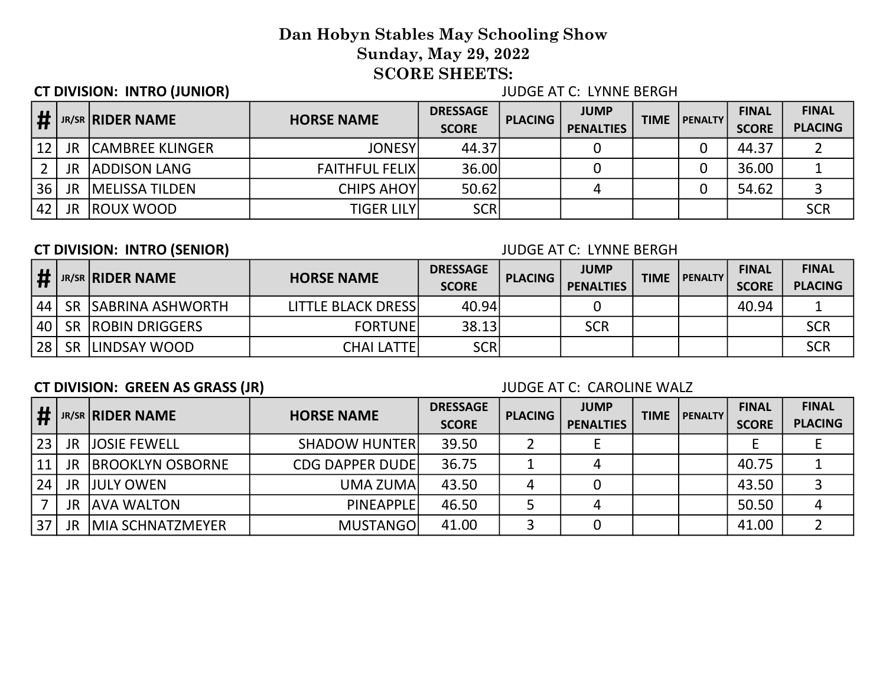# Dan Hobyn Stables May Schooling Show
## Sunday, May 29, 2022
## SCORE SHEETS:

**CT DIVISION: INTRO (JUNIOR)** — JUDGE AT C: LYNNE BERGH

| # | JR/SR | RIDER NAME | HORSE NAME | DRESSAGE SCORE | PLACING | JUMP PENALTIES | TIME | PENALTY | FINAL SCORE | FINAL PLACING |
|---|---|---|---|---|---|---|---|---|---|---|
| 12 | JR | CAMBREE KLINGER | JONESY | 44.37 | | 0 | | 0 | 44.37 | 2 |
| 2 | JR | ADDISON LANG | FAITHFUL FELIX | 36.00 | | 0 | | 0 | 36.00 | 1 |
| 36 | JR | MELISSA TILDEN | CHIPS AHOY | 50.62 | | 4 | | 0 | 54.62 | 3 |
| 42 | JR | ROUX WOOD | TIGER LILY | SCR | | | | | | SCR |

**CT DIVISION: INTRO (SENIOR)** — JUDGE AT C: LYNNE BERGH

| # | JR/SR | RIDER NAME | HORSE NAME | DRESSAGE SCORE | PLACING | JUMP PENALTIES | TIME | PENALTY | FINAL SCORE | FINAL PLACING |
|---|---|---|---|---|---|---|---|---|---|---|
| 44 | SR | SABRINA ASHWORTH | LITTLE BLACK DRESS | 40.94 | | 0 | | | 40.94 | 1 |
| 40 | SR | ROBIN DRIGGERS | FORTUNE | 38.13 | | SCR | | | | SCR |
| 28 | SR | LINDSAY WOOD | CHAI LATTE | SCR | | | | | | SCR |

**CT DIVISION: GREEN AS GRASS (JR)** — JUDGE AT C: CAROLINE WALZ

| # | JR/SR | RIDER NAME | HORSE NAME | DRESSAGE SCORE | PLACING | JUMP PENALTIES | TIME | PENALTY | FINAL SCORE | FINAL PLACING |
|---|---|---|---|---|---|---|---|---|---|---|
| 23 | JR | JOSIE FEWELL | SHADOW HUNTER | 39.50 | 2 | E | | | E | E |
| 11 | JR | BROOKLYN OSBORNE | CDG DAPPER DUDE | 36.75 | 1 | 4 | | | 40.75 | 1 |
| 24 | JR | JULY OWEN | UMA ZUMA | 43.50 | 4 | 0 | | | 43.50 | 3 |
| 7 | JR | AVA WALTON | PINEAPPLE | 46.50 | 5 | 4 | | | 50.50 | 4 |
| 37 | JR | MIA SCHNATZMEYER | MUSTANGO | 41.00 | 3 | 0 | | | 41.00 | 2 |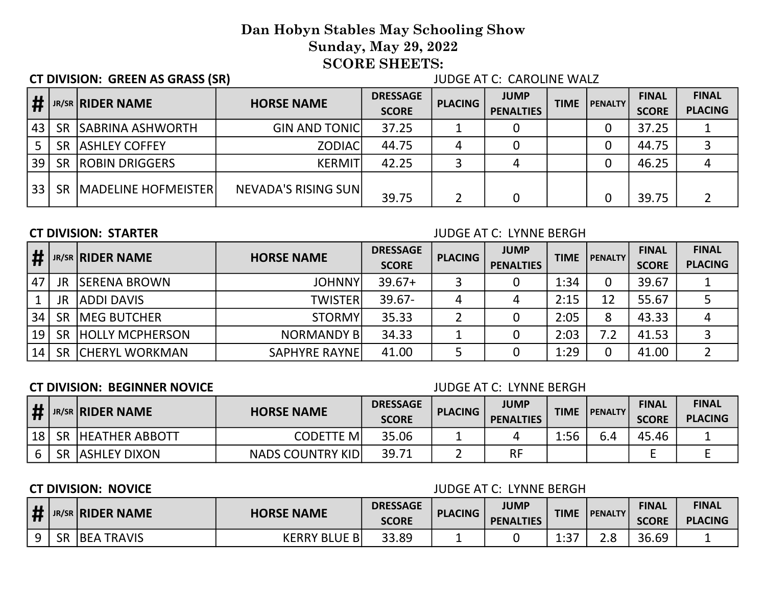# Dan Hobyn Stables May Schooling Show
## Sunday, May 29, 2022
## SCORE SHEETS:

**CT DIVISION: GREEN AS GRASS (SR)** JUDGE AT C: CAROLINE WALZ

| # | JR/SR | RIDER NAME | HORSE NAME | DRESSAGE SCORE | PLACING | JUMP PENALTIES | TIME | PENALTY | FINAL SCORE | FINAL PLACING |
|---|---|---|---|---|---|---|---|---|---|---|
| 43 | SR | SABRINA ASHWORTH | GIN AND TONIC | 37.25 | 1 | 0 | | 0 | 37.25 | 1 |
| 5 | SR | ASHLEY COFFEY | ZODIAC | 44.75 | 4 | 0 | | 0 | 44.75 | 3 |
| 39 | SR | ROBIN DRIGGERS | KERMIT | 42.25 | 3 | 4 | | 0 | 46.25 | 4 |
| 33 | SR | MADELINE HOFMEISTER | NEVADA'S RISING SUN | 39.75 | 2 | 0 | | 0 | 39.75 | 2 |

**CT DIVISION: STARTER** JUDGE AT C: LYNNE BERGH

| # | JR/SR | RIDER NAME | HORSE NAME | DRESSAGE SCORE | PLACING | JUMP PENALTIES | TIME | PENALTY | FINAL SCORE | FINAL PLACING |
|---|---|---|---|---|---|---|---|---|---|---|
| 47 | JR | SERENA BROWN | JOHNNY | 39.67+ | 3 | 0 | 1:34 | 0 | 39.67 | 1 |
| 1 | JR | ADDI DAVIS | TWISTER | 39.67- | 4 | 4 | 2:15 | 12 | 55.67 | 5 |
| 34 | SR | MEG BUTCHER | STORMY | 35.33 | 2 | 0 | 2:05 | 8 | 43.33 | 4 |
| 19 | SR | HOLLY MCPHERSON | NORMANDY B | 34.33 | 1 | 0 | 2:03 | 7.2 | 41.53 | 3 |
| 14 | SR | CHERYL WORKMAN | SAPHYRE RAYNE | 41.00 | 5 | 0 | 1:29 | 0 | 41.00 | 2 |

**CT DIVISION: BEGINNER NOVICE** JUDGE AT C: LYNNE BERGH

| # | JR/SR | RIDER NAME | HORSE NAME | DRESSAGE SCORE | PLACING | JUMP PENALTIES | TIME | PENALTY | FINAL SCORE | FINAL PLACING |
|---|---|---|---|---|---|---|---|---|---|---|
| 18 | SR | HEATHER ABBOTT | CODETTE M | 35.06 | 1 | 4 | 1:56 | 6.4 | 45.46 | 1 |
| 6 | SR | ASHLEY DIXON | NADS COUNTRY KID | 39.71 | 2 | RF | | | E | E |

**CT DIVISION: NOVICE** JUDGE AT C: LYNNE BERGH

| # | JR/SR | RIDER NAME | HORSE NAME | DRESSAGE SCORE | PLACING | JUMP PENALTIES | TIME | PENALTY | FINAL SCORE | FINAL PLACING |
|---|---|---|---|---|---|---|---|---|---|---|
| 9 | SR | BEA TRAVIS | KERRY BLUE B | 33.89 | 1 | 0 | 1:37 | 2.8 | 36.69 | 1 |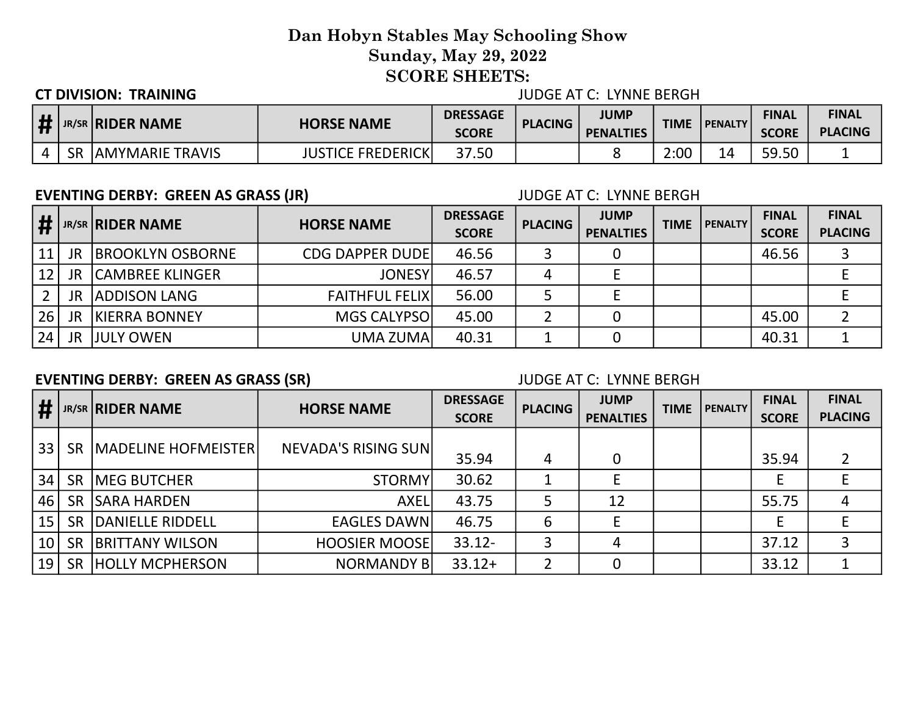# Dan Hobyn Stables May Schooling Show
## Sunday, May 29, 2022
## SCORE SHEETS:

**CT DIVISION: TRAINING** — JUDGE AT C: LYNNE BERGH

| # | JR/SR | RIDER NAME | HORSE NAME | DRESSAGE SCORE | PLACING | JUMP PENALTIES | TIME | PENALTY | FINAL SCORE | FINAL PLACING |
|---|---|---|---|---|---|---|---|---|---|---|
| 4 | SR | AMYMARIE TRAVIS | JUSTICE FREDERICK | 37.50 | | 8 | 2:00 | 14 | 59.50 | 1 |

**EVENTING DERBY: GREEN AS GRASS (JR)** — JUDGE AT C: LYNNE BERGH

| # | JR/SR | RIDER NAME | HORSE NAME | DRESSAGE SCORE | PLACING | JUMP PENALTIES | TIME | PENALTY | FINAL SCORE | FINAL PLACING |
|---|---|---|---|---|---|---|---|---|---|---|
| 11 | JR | BROOKLYN OSBORNE | CDG DAPPER DUDE | 46.56 | 3 | 0 | | | 46.56 | 3 |
| 12 | JR | CAMBREE KLINGER | JONESY | 46.57 | 4 | E | | | | E |
| 2 | JR | ADDISON LANG | FAITHFUL FELIX | 56.00 | 5 | E | | | | E |
| 26 | JR | KIERRA BONNEY | MGS CALYPSO | 45.00 | 2 | 0 | | | 45.00 | 2 |
| 24 | JR | JULY OWEN | UMA ZUMA | 40.31 | 1 | 0 | | | 40.31 | 1 |

**EVENTING DERBY: GREEN AS GRASS (SR)** — JUDGE AT C: LYNNE BERGH

| # | JR/SR | RIDER NAME | HORSE NAME | DRESSAGE SCORE | PLACING | JUMP PENALTIES | TIME | PENALTY | FINAL SCORE | FINAL PLACING |
|---|---|---|---|---|---|---|---|---|---|---|
| 33 | SR | MADELINE HOFMEISTER | NEVADA'S RISING SUN | 35.94 | 4 | 0 | | | 35.94 | 2 |
| 34 | SR | MEG BUTCHER | STORMY | 30.62 | 1 | E | | | E | E |
| 46 | SR | SARA HARDEN | AXEL | 43.75 | 5 | 12 | | | 55.75 | 4 |
| 15 | SR | DANIELLE RIDDELL | EAGLES DAWN | 46.75 | 6 | E | | | E | E |
| 10 | SR | BRITTANY WILSON | HOOSIER MOOSE | 33.12- | 3 | 4 | | | 37.12 | 3 |
| 19 | SR | HOLLY MCPHERSON | NORMANDY B | 33.12+ | 2 | 0 | | | 33.12 | 1 |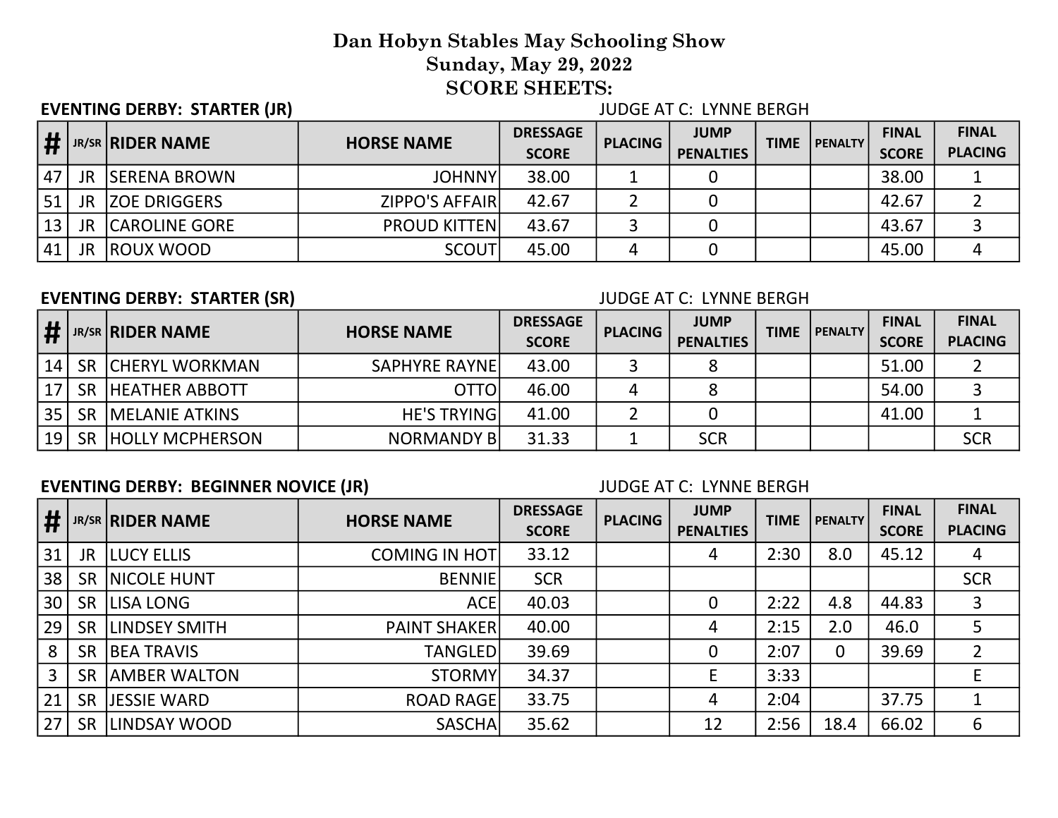# Dan Hobyn Stables May Schooling Show
## Sunday, May 29, 2022
## SCORE SHEETS:

**EVENTING DERBY: STARTER (JR)** JUDGE AT C: LYNNE BERGH

| # | JR/SR | RIDER NAME | HORSE NAME | DRESSAGE SCORE | PLACING | JUMP PENALTIES | TIME | PENALTY | FINAL SCORE | FINAL PLACING |
|---|---|---|---|---|---|---|---|---|---|---|
| 47 | JR | SERENA BROWN | JOHNNY | 38.00 | 1 | 0 | | | 38.00 | 1 |
| 51 | JR | ZOE DRIGGERS | ZIPPO'S AFFAIR | 42.67 | 2 | 0 | | | 42.67 | 2 |
| 13 | JR | CAROLINE GORE | PROUD KITTEN | 43.67 | 3 | 0 | | | 43.67 | 3 |
| 41 | JR | ROUX WOOD | SCOUT | 45.00 | 4 | 0 | | | 45.00 | 4 |

**EVENTING DERBY: STARTER (SR)** JUDGE AT C: LYNNE BERGH

| # | JR/SR | RIDER NAME | HORSE NAME | DRESSAGE SCORE | PLACING | JUMP PENALTIES | TIME | PENALTY | FINAL SCORE | FINAL PLACING |
|---|---|---|---|---|---|---|---|---|---|---|
| 14 | SR | CHERYL WORKMAN | SAPHYRE RAYNE | 43.00 | 3 | 8 | | | 51.00 | 2 |
| 17 | SR | HEATHER ABBOTT | OTTO | 46.00 | 4 | 8 | | | 54.00 | 3 |
| 35 | SR | MELANIE ATKINS | HE'S TRYING | 41.00 | 2 | 0 | | | 41.00 | 1 |
| 19 | SR | HOLLY MCPHERSON | NORMANDY B | 31.33 | 1 | SCR | | | | SCR |

**EVENTING DERBY: BEGINNER NOVICE (JR)** JUDGE AT C: LYNNE BERGH

| # | JR/SR | RIDER NAME | HORSE NAME | DRESSAGE SCORE | PLACING | JUMP PENALTIES | TIME | PENALTY | FINAL SCORE | FINAL PLACING |
|---|---|---|---|---|---|---|---|---|---|---|
| 31 | JR | LUCY ELLIS | COMING IN HOT | 33.12 | | 4 | 2:30 | 8.0 | 45.12 | 4 |
| 38 | SR | NICOLE HUNT | BENNIE | SCR | | | | | | SCR |
| 30 | SR | LISA LONG | ACE | 40.03 | | 0 | 2:22 | 4.8 | 44.83 | 3 |
| 29 | SR | LINDSEY SMITH | PAINT SHAKER | 40.00 | | 4 | 2:15 | 2.0 | 46.0 | 5 |
| 8 | SR | BEA TRAVIS | TANGLED | 39.69 | | 0 | 2:07 | 0 | 39.69 | 2 |
| 3 | SR | AMBER WALTON | STORMY | 34.37 | | E | 3:33 | | | E |
| 21 | SR | JESSIE WARD | ROAD RAGE | 33.75 | | 4 | 2:04 | | 37.75 | 1 |
| 27 | SR | LINDSAY WOOD | SASCHA | 35.62 | | 12 | 2:56 | 18.4 | 66.02 | 6 |